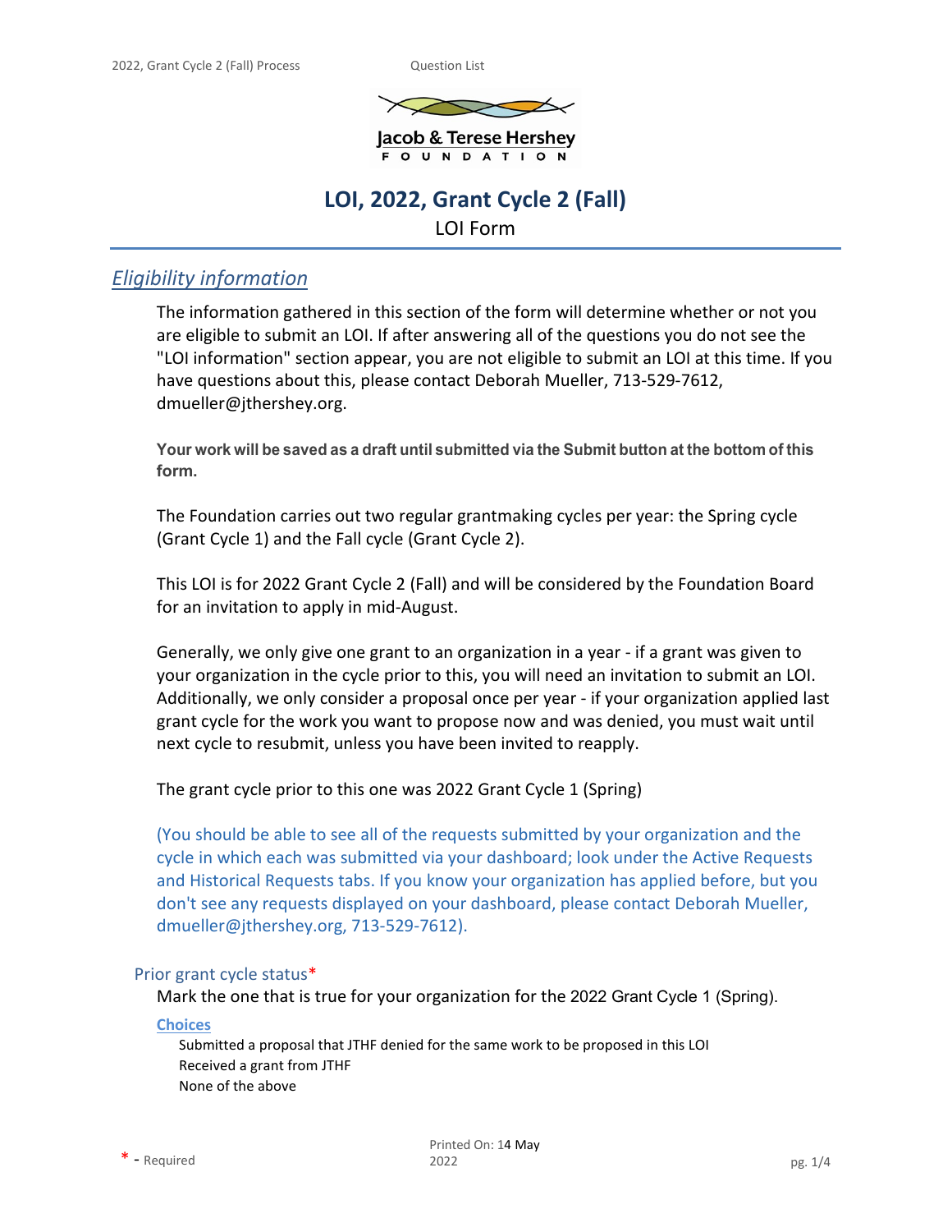Jacob & Terese Hershey
FOUNDATION

# LOI, 2022, Grant Cycle 2 (Fall)

LOI Form

## *Eligibility information*

The information gathered in this section of the form will determine whether or not you are eligible to submit an LOI. If after answering all of the questions you do not see the "LOI information" section appear, you are not eligible to submit an LOI at this time. If you have questions about this, please contact Deborah Mueller, 713-529-7612, dmueller@jthershey.org.

**Your work will be saved as a draft until submitted via the Submit button at the bottom of this form.**

The Foundation carries out two regular grantmaking cycles per year: the Spring cycle (Grant Cycle 1) and the Fall cycle (Grant Cycle 2).

This LOI is for 2022 Grant Cycle 2 (Fall) and will be considered by the Foundation Board for an invitation to apply in mid-August.

Generally, we only give one grant to an organization in a year - if a grant was given to your organization in the cycle prior to this, you will need an invitation to submit an LOI. Additionally, we only consider a proposal once per year - if your organization applied last grant cycle for the work you want to propose now and was denied, you must wait until next cycle to resubmit, unless you have been invited to reapply.

The grant cycle prior to this one was 2022 Grant Cycle 1 (Spring)

(You should be able to see all of the requests submitted by your organization and the cycle in which each was submitted via your dashboard; look under the Active Requests and Historical Requests tabs. If you know your organization has applied before, but you don't see any requests displayed on your dashboard, please contact Deborah Mueller, dmueller@jthershey.org, 713-529-7612).

### Prior grant cycle status*

Mark the one that is true for your organization for the 2022 Grant Cycle 1 (Spring).

**Choices**

- Submitted a proposal that JTHF denied for the same work to be proposed in this LOI
- Received a grant from JTHF
- None of the above

\* - Required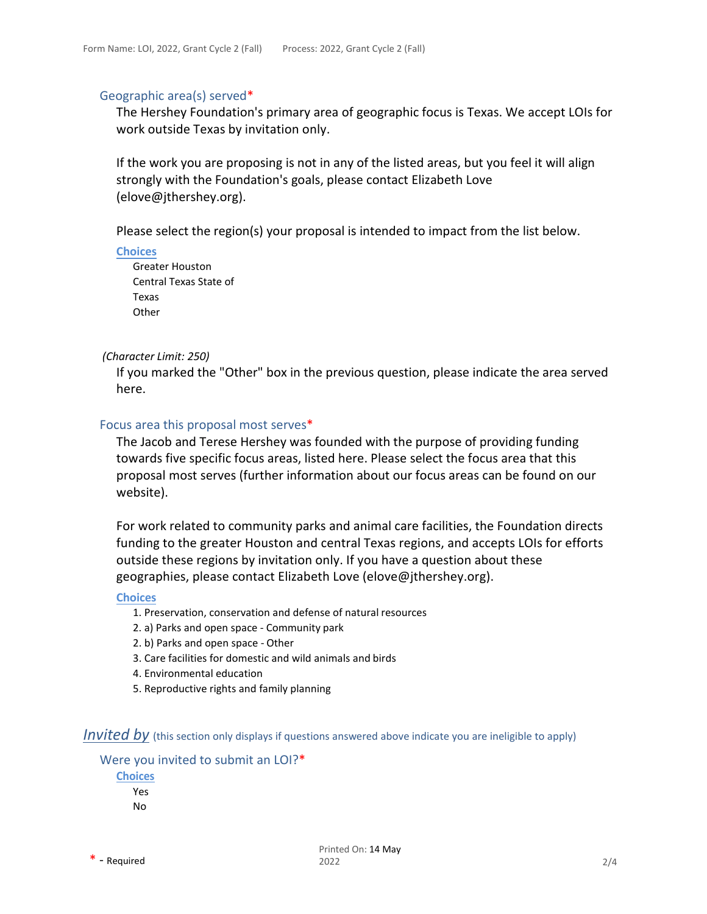## Geographic area(s) served*

The Hershey Foundation's primary area of geographic focus is Texas. We accept LOIs for work outside Texas by invitation only.

If the work you are proposing is not in any of the listed areas, but you feel it will align strongly with the Foundation's goals, please contact Elizabeth Love (elove@jthershey.org).

Please select the region(s) your proposal is intended to impact from the list below.

**Choices**

- Greater Houston
- Central Texas State of Texas
- Other

*(Character Limit: 250)*

If you marked the "Other" box in the previous question, please indicate the area served here.

## Focus area this proposal most serves*

The Jacob and Terese Hershey was founded with the purpose of providing funding towards five specific focus areas, listed here. Please select the focus area that this proposal most serves (further information about our focus areas can be found on our website).

For work related to community parks and animal care facilities, the Foundation directs funding to the greater Houston and central Texas regions, and accepts LOIs for efforts outside these regions by invitation only. If you have a question about these geographies, please contact Elizabeth Love (elove@jthershey.org).

**Choices**

1. Preservation, conservation and defense of natural resources
2. a) Parks and open space - Community park
2. b) Parks and open space - Other
3. Care facilities for domestic and wild animals and birds
4. Environmental education
5. Reproductive rights and family planning

# *Invited by* (this section only displays if questions answered above indicate you are ineligible to apply)

## Were you invited to submit an LOI?*

**Choices**

- Yes
- No

\* - Required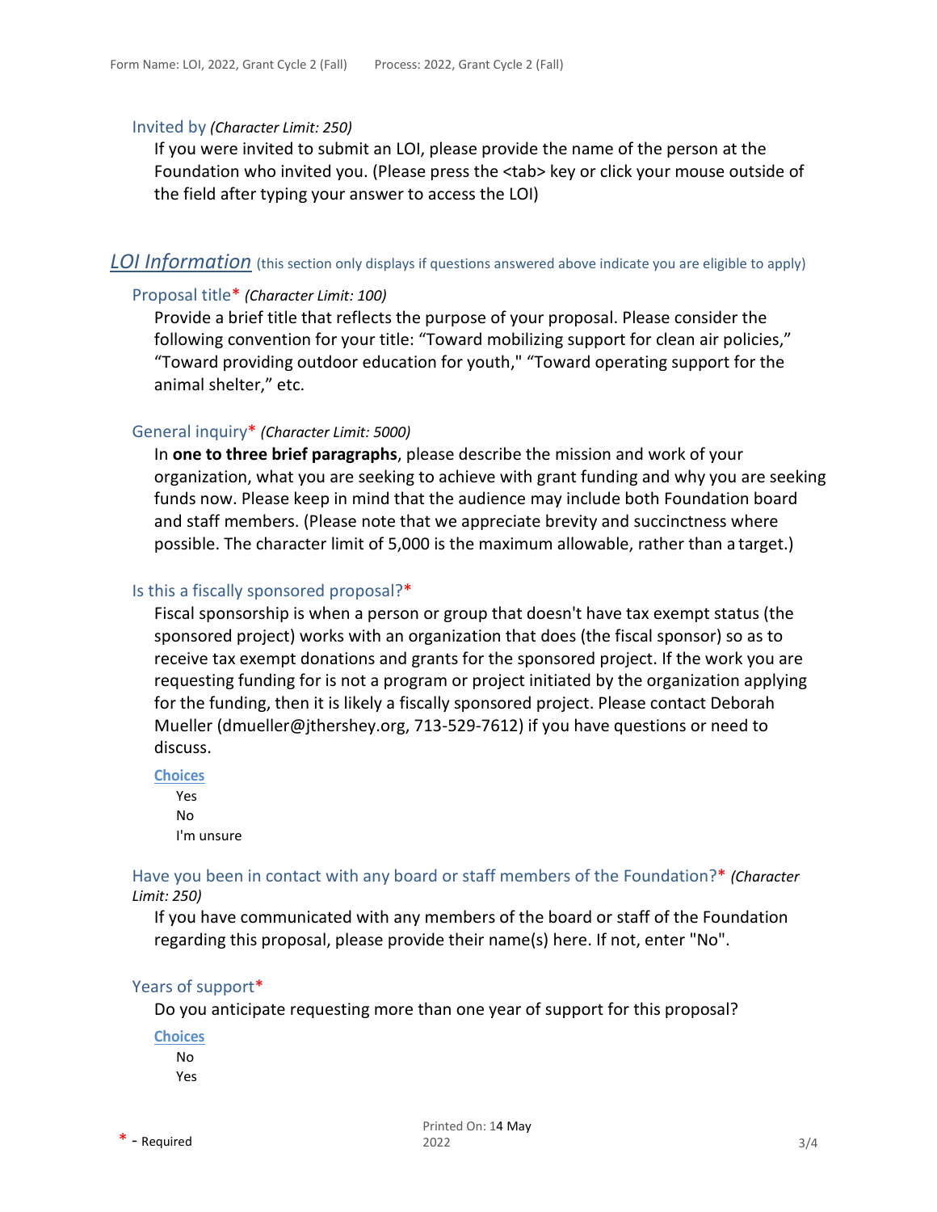### Invited by *(Character Limit: 250)*

If you were invited to submit an LOI, please provide the name of the person at the Foundation who invited you. (Please press the <tab> key or click your mouse outside of the field after typing your answer to access the LOI)

## *LOI Information* (this section only displays if questions answered above indicate you are eligible to apply)

### Proposal title* *(Character Limit: 100)*

Provide a brief title that reflects the purpose of your proposal. Please consider the following convention for your title: “Toward mobilizing support for clean air policies,” “Toward providing outdoor education for youth," “Toward operating support for the animal shelter,” etc.

### General inquiry* *(Character Limit: 5000)*

In **one to three brief paragraphs**, please describe the mission and work of your organization, what you are seeking to achieve with grant funding and why you are seeking funds now. Please keep in mind that the audience may include both Foundation board and staff members. (Please note that we appreciate brevity and succinctness where possible. The character limit of 5,000 is the maximum allowable, rather than a target.)

### Is this a fiscally sponsored proposal?*

Fiscal sponsorship is when a person or group that doesn't have tax exempt status (the sponsored project) works with an organization that does (the fiscal sponsor) so as to receive tax exempt donations and grants for the sponsored project. If the work you are requesting funding for is not a program or project initiated by the organization applying for the funding, then it is likely a fiscally sponsored project. Please contact Deborah Mueller (dmueller@jthershey.org, 713-529-7612) if you have questions or need to discuss.

**Choices**

- Yes
- No
- I'm unsure

### Have you been in contact with any board or staff members of the Foundation?* *(Character Limit: 250)*

If you have communicated with any members of the board or staff of the Foundation regarding this proposal, please provide their name(s) here. If not, enter "No".

### Years of support*

Do you anticipate requesting more than one year of support for this proposal?

**Choices**

- No
- Yes

\* - Required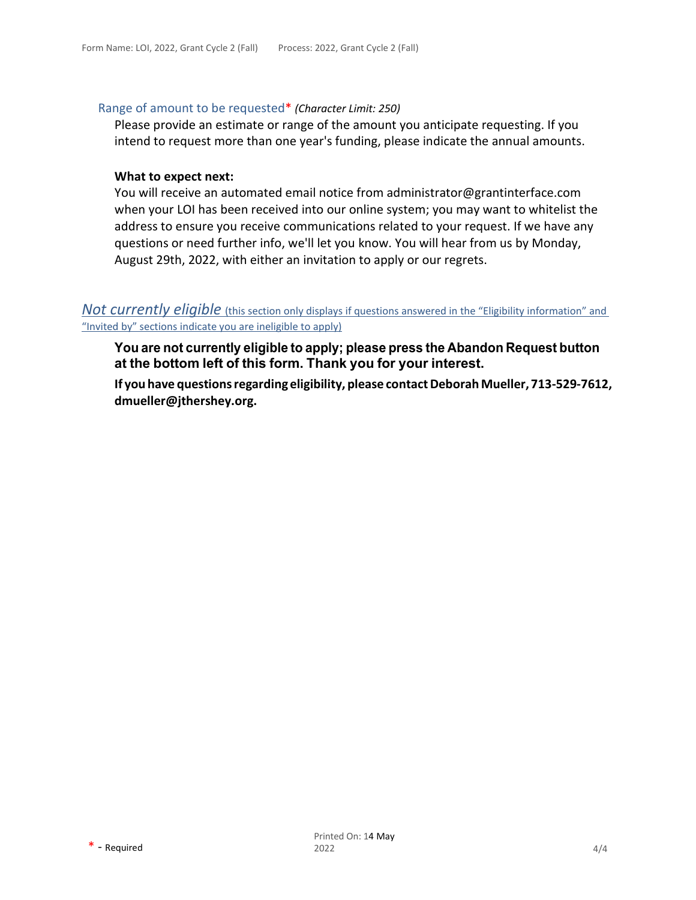Range of amount to be requested* *(Character Limit: 250)*

Please provide an estimate or range of the amount you anticipate requesting. If you intend to request more than one year's funding, please indicate the annual amounts.

**What to expect next:**

You will receive an automated email notice from administrator@grantinterface.com when your LOI has been received into our online system; you may want to whitelist the address to ensure you receive communications related to your request. If we have any questions or need further info, we'll let you know. You will hear from us by Monday, August 29th, 2022, with either an invitation to apply or our regrets.

## *Not currently eligible* (this section only displays if questions answered in the "Eligibility information" and "Invited by" sections indicate you are ineligible to apply)

**You are not currently eligible to apply; please press the Abandon Request button at the bottom left of this form. Thank you for your interest.**

**If you have questions regarding eligibility, please contact Deborah Mueller, 713-529-7612, dmueller@jthershey.org.**